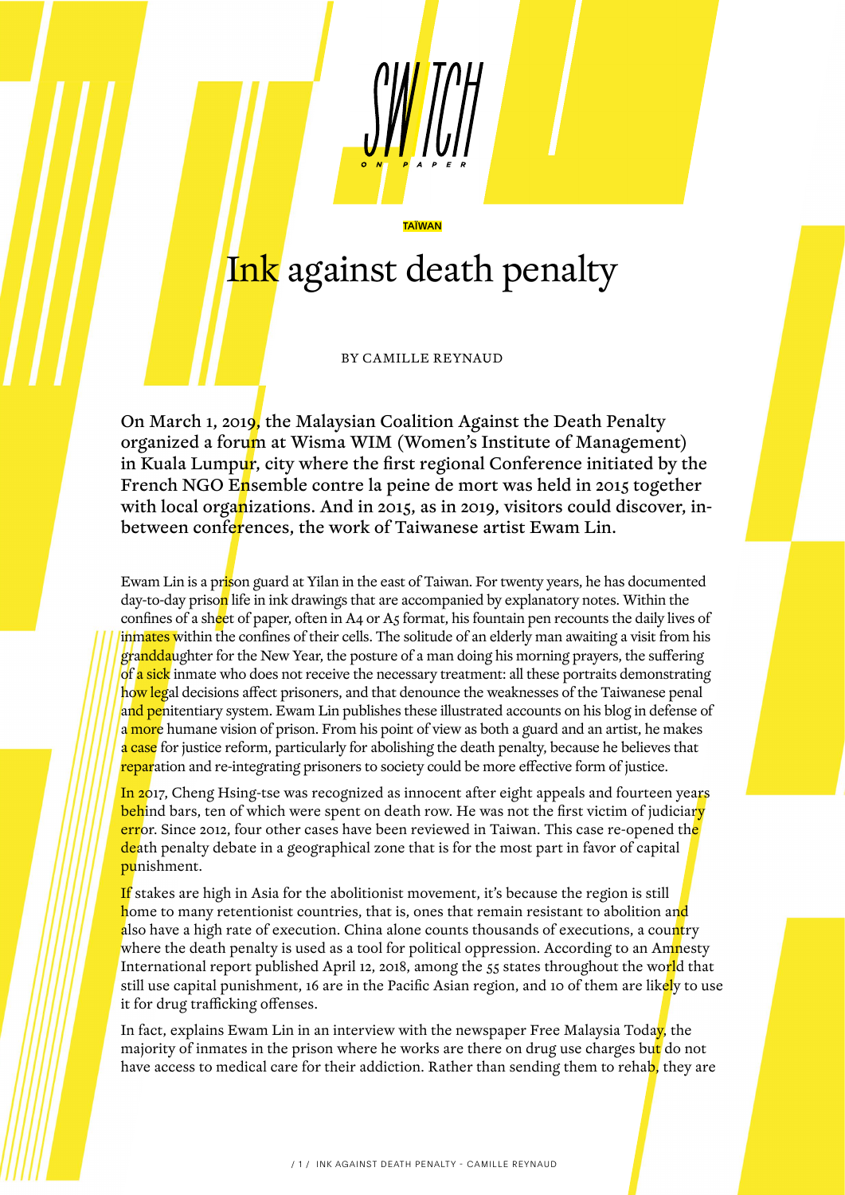TAÏWAN

# Ink against death penalty

BY CAMILLE REYNAUD

**On March 1, 2019, the Malaysian Coalition Against the Death Penalty organized a forum at Wisma WIM (Women's Institute of Management) in Kuala Lumpur, city where the first regional Conference initiated by the French NGO Ensemble contre la peine de mort was held in 2015 together with local organizations. And in 2015, as in 2019, visitors could discover, in-between conferences, the work of Taiwanese artist Ewam Lin.**

Ewam Lin is a prison guard at Yilan in the east of Taiwan. For twenty years, he has documented day-to-day prison life in ink drawings that are accompanied by explanatory notes. Within the confines of a sheet of paper, often in A4 or A5 format, his fountain pen recounts the daily lives of inmates within the confines of their cells. The solitude of an elderly man awaiting a visit from his granddaughter for the New Year, the posture of a man doing his morning prayers, the suffering of a sick inmate who does not receive the necessary treatment: all these portraits demonstrating how legal decisions affect prisoners, and that denounce the weaknesses of the Taiwanese penal and penitentiary system. Ewam Lin publishes these illustrated accounts on his blog in defense of a more humane vision of prison. From his point of view as both a guard and an artist, he makes a case for justice reform, particularly for abolishing the death penalty, because he believes that reparation and re-integrating prisoners to society could be more effective form of justice.

In 2017, Cheng Hsing-tse was recognized as innocent after eight appeals and fourteen years behind bars, ten of which were spent on death row. He was not the first victim of judiciary error. Since 2012, four other cases have been reviewed in Taiwan. This case re-opened the death penalty debate in a geographical zone that is for the most part in favor of capital punishment.

If stakes are high in Asia for the abolitionist movement, it's because the region is still home to many retentionist countries, that is, ones that remain resistant to abolition and also have a high rate of execution. China alone counts thousands of executions, a country where the death penalty is used as a tool for political oppression. According to an Amnesty International report published April 12, 2018, among the 55 states throughout the world that still use capital punishment, 16 are in the Pacific Asian region, and 10 of them are likely to use it for drug trafficking offenses.

In fact, explains Ewam Lin in an interview with the newspaper Free Malaysia Today, the majority of inmates in the prison where he works are there on drug use charges but do not have access to medical care for their addiction. Rather than sending them to rehab, they are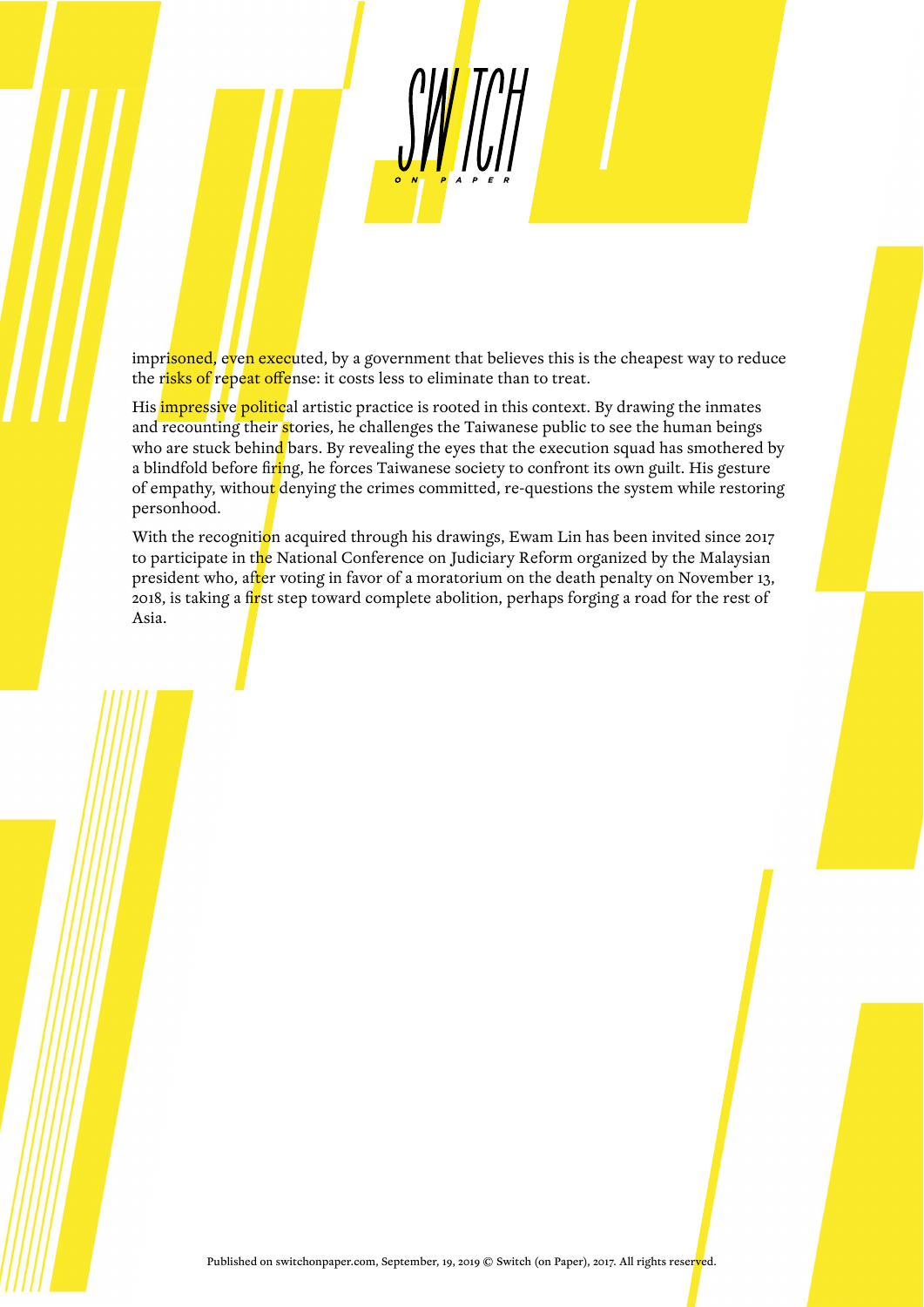imprisoned, even executed, by a government that believes this is the cheapest way to reduce the risks of repeat offense: it costs less to eliminate than to treat.

His impressive political artistic practice is rooted in this context. By drawing the inmates and recounting their stories, he challenges the Taiwanese public to see the human beings who are stuck behind bars. By revealing the eyes that the execution squad has smothered by a blindfold before firing, he forces Taiwanese society to confront its own guilt. His gesture of empathy, without denying the crimes committed, re-questions the system while restoring personhood.

With the recognition acquired through his drawings, Ewam Lin has been invited since 2017 to participate in the National Conference on Judiciary Reform organized by the Malaysian president who, after voting in favor of a moratorium on the death penalty on November 13, 2018, is taking a first step toward complete abolition, perhaps forging a road for the rest of Asia.

Published on switchonpaper.com, September, 19, 2019 © Switch (on Paper), 2017. All rights reserved.